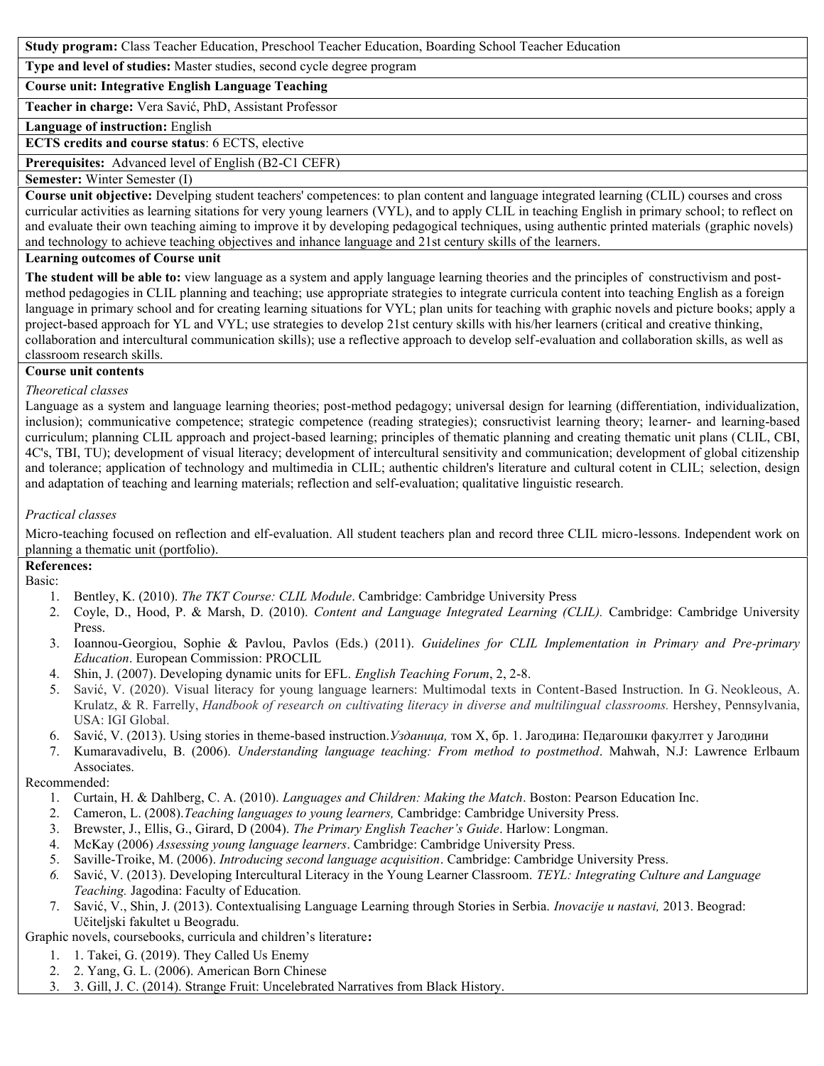**Study program:** Class Teacher Education, Preschool Teacher Education, Boarding School Teacher Education

**Type and level of studies:** Master studies, second cycle degree program

**Course unit: Integrative English Language Teaching**

**Teacher in charge:** Vera Savić, PhD, Assistant Professor

**Language of instruction:** English

**ECTS credits and course status**: 6 ECTS, elective

**Prerequisites:** Advanced level of English (B2-C1 CEFR)

**Semester:** Winter Semester (I)

**Course unit objective:** Develping student teachers' competences: to plan content and language integrated learning (CLIL) courses and cross curricular activities as learning sitations for very young learners (VYL), and to apply CLIL in teaching English in primary school; to reflect on and evaluate their own teaching aiming to improve it by developing pedagogical techniques, using authentic printed materials (graphic novels) and technology to achieve teaching objectives and inhance language and 21st century skills of the learners.

**Learning outcomes of Course unit**

**The student will be able to:** view language as a system and apply language learning theories and the principles of constructivism and post-method pedagogies in CLIL planning and teaching; use appropriate strategies to integrate curricula content into teaching English as a foreign language in primary school and for creating learning situations for VYL; plan units for teaching with graphic novels and picture books; apply a project-based approach for YL and VYL; use strategies to develop 21st century skills with his/her learners (critical and creative thinking, collaboration and intercultural communication skills); use a reflective approach to develop self-evaluation and collaboration skills, as well as classroom research skills.

**Course unit contents**

*Theoretical classes*

Language as a system and language learning theories; post-method pedagogy; universal design for learning (differentiation, individualization, inclusion); communicative competence; strategic competence (reading strategies); consructivist learning theory; learner- and learning-based curriculum; planning CLIL approach and project-based learning; principles of thematic planning and creating thematic unit plans (CLIL, CBI, 4C's, TBI, TU); development of visual literacy; development of intercultural sensitivity and communication; development of global citizenship and tolerance; application of technology and multimedia in CLIL; authentic children's literature and cultural cotent in CLIL; selection, design and adaptation of teaching and learning materials; reflection and self-evaluation; qualitative linguistic research.

*Practical classes*

Micro-teaching focused on reflection and elf-evaluation. All student teachers plan and record three CLIL micro-lessons. Independent work on planning a thematic unit (portfolio).

**References:**

Basic:

1. Bentley, K. (2010). *The TKT Course: CLIL Module*. Cambridge: Cambridge University Press
2. Coyle, D., Hood, P. & Marsh, D. (2010). *Content and Language Integrated Learning (CLIL).* Cambridge: Cambridge University Press.
3. Ioannou-Georgiou, Sophie & Pavlou, Pavlos (Eds.) (2011). *Guidelines for CLIL Implementation in Primary and Pre-primary Education*. European Commission: PROCLIL
4. Shin, J. (2007). Developing dynamic units for EFL. *English Teaching Forum*, 2, 2-8.
5. Savić, V. (2020). Visual literacy for young language learners: Multimodal texts in Content-Based Instruction. In G. Neokleous, A. Krulatz, & R. Farrelly, *Handbook of research on cultivating literacy in diverse and multilingual classrooms.* Hershey, Pennsylvania, USA: IGI Global.
6. Savić, V. (2013). Using stories in theme-based instruction.*Узданица,* том X, бр. 1. Јагодина: Педагошки факултет у Јагодини
7. Kumaravadivelu, B. (2006). *Understanding language teaching: From method to postmethod*. Mahwah, N.J: Lawrence Erlbaum Associates.

Recommended:

1. Curtain, H. & Dahlberg, C. A. (2010). *Languages and Children: Making the Match*. Boston: Pearson Education Inc.
2. Cameron, L. (2008).*Teaching languages to young learners,* Cambridge: Cambridge University Press.
3. Brewster, J., Ellis, G., Girard, D (2004). *The Primary English Teacher's Guide*. Harlow: Longman.
4. McKay (2006) *Assessing young language learners*. Cambridge: Cambridge University Press.
5. Saville-Troike, M. (2006). *Introducing second language acquisition*. Cambridge: Cambridge University Press.
6. Savić, V. (2013). Developing Intercultural Literacy in the Young Learner Classroom. *TEYL: Integrating Culture and Language Teaching.* Jagodina: Faculty of Education.
7. Savić, V., Shin, J. (2013). Contextualising Language Learning through Stories in Serbia. *Inovacije u nastavi,* 2013. Beograd: Učiteljski fakultet u Beogradu.

Graphic novels, coursebooks, curricula and children's literature**:**

1. 1. Takei, G. (2019). They Called Us Enemy
2. 2. Yang, G. L. (2006). American Born Chinese
3. 3. Gill, J. C. (2014). Strange Fruit: Uncelebrated Narratives from Black History.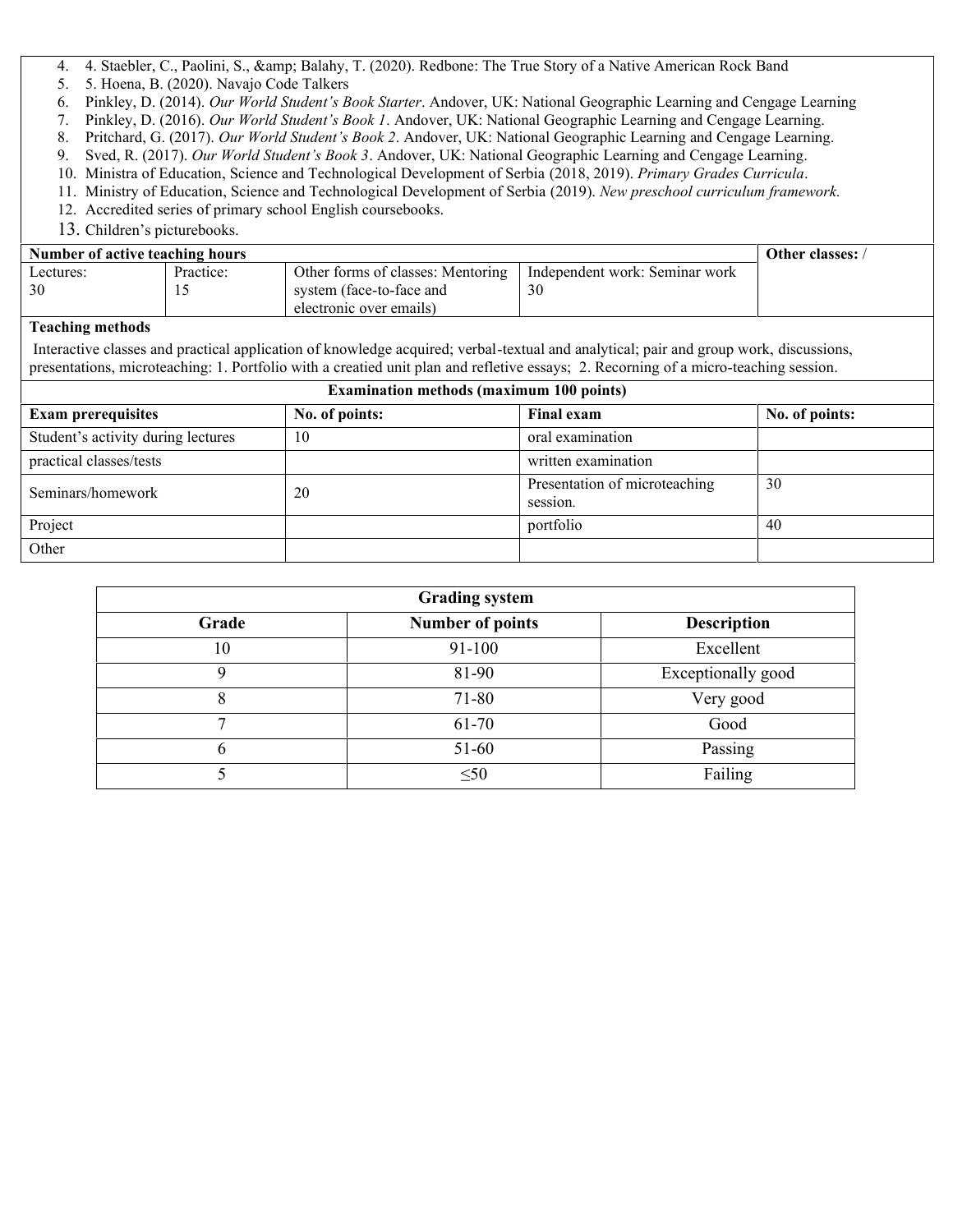4. 4. Staebler, C., Paolini, S., &amp; Balahy, T. (2020). Redbone: The True Story of a Native American Rock Band
5. 5. Hoena, B. (2020). Navajo Code Talkers
6. Pinkley, D. (2014). *Our World Student's Book Starter*. Andover, UK: National Geographic Learning and Cengage Learning
7. Pinkley, D. (2016). *Our World Student's Book 1*. Andover, UK: National Geographic Learning and Cengage Learning.
8. Pritchard, G. (2017). *Our World Student's Book 2*. Andover, UK: National Geographic Learning and Cengage Learning.
9. Sved, R. (2017). *Our World Student's Book 3*. Andover, UK: National Geographic Learning and Cengage Learning.
10. Ministra of Education, Science and Technological Development of Serbia (2018, 2019). *Primary Grades Curricula*.
11. Ministry of Education, Science and Technological Development of Serbia (2019). *New preschool curriculum framework.*
12. Accredited series of primary school English coursebooks.
13. Children's picturebooks.

| **Number of active teaching hours** | | | | **Other classes:** / |
|---|---|---|---|---|
| Lectures: 30 | Practice: 15 | Other forms of classes: Mentoring system (face-to-face and electronic over emails) | Independent work: Seminar work 30 | |

**Teaching methods**

Interactive classes and practical application of knowledge acquired; verbal-textual and analytical; pair and group work, discussions, presentations, microteaching: 1. Portfolio with a creatied unit plan and refletive essays; 2. Recorning of a micro-teaching session.

| **Examination methods (maximum 100 points)** | | | |
|---|---|---|---|
| **Exam prerequisites** | **No. of points:** | **Final exam** | **No. of points:** |
| Student's activity during lectures | 10 | oral examination | |
| practical classes/tests | | written examination | |
| Seminars/homework | 20 | Presentation of microteaching session. | 30 |
| Project | | portfolio | 40 |
| Other | | | |

| **Grading system** | | |
|---|---|---|
| **Grade** | **Number of points** | **Description** |
| 10 | 91-100 | Excellent |
| 9 | 81-90 | Exceptionally good |
| 8 | 71-80 | Very good |
| 7 | 61-70 | Good |
| 6 | 51-60 | Passing |
| 5 | ≤50 | Failing |